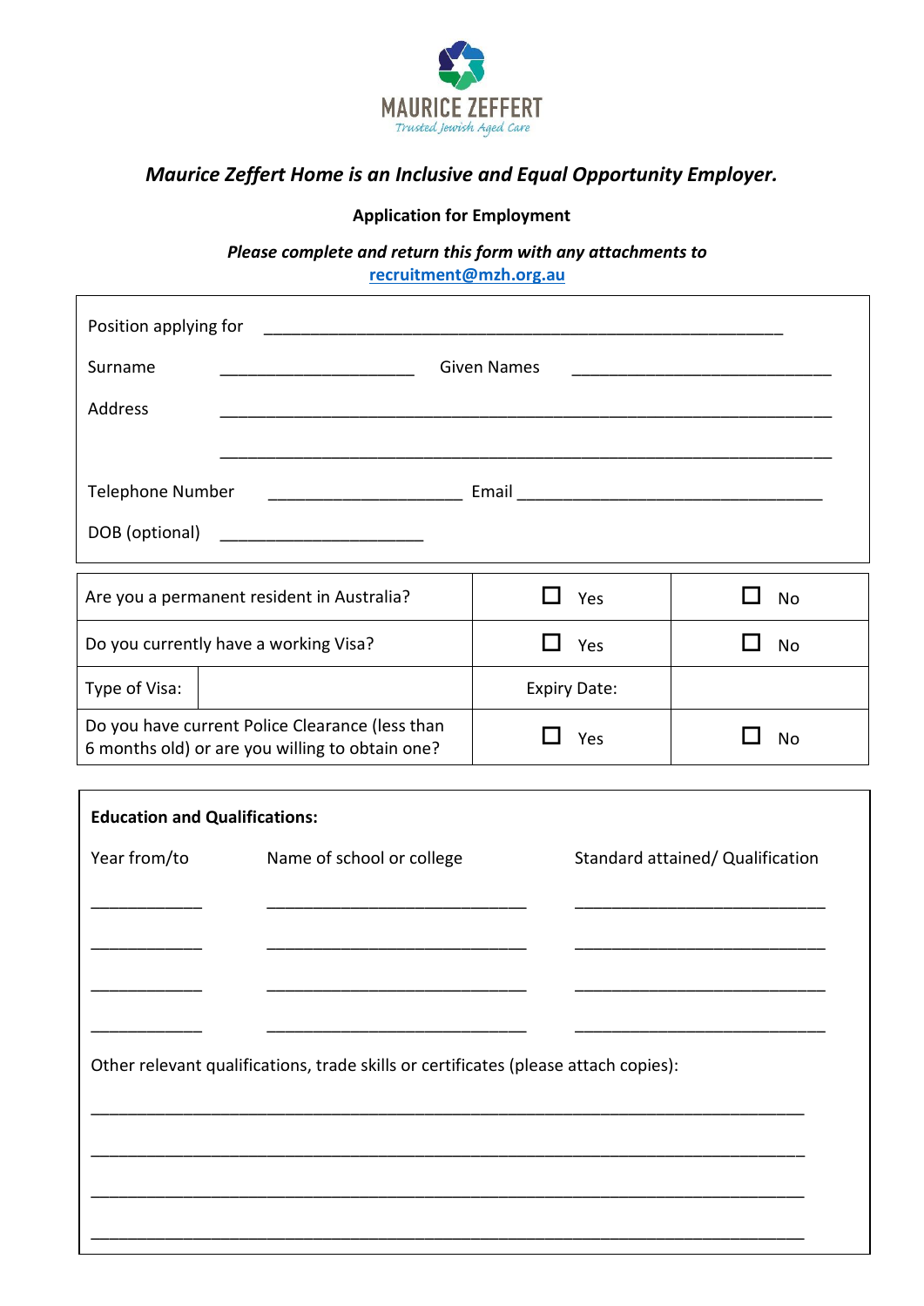MAURICE ZEFFERT
*Trusted Jewish Aged Care*

***Maurice Zeffert Home is an Inclusive and Equal Opportunity Employer.***

**Application for Employment**

***Please complete and return this form with any attachments to***
**recruitment@mzh.org.au**

Position applying for ____________________________________________________________

Surname ______________________ Given Names ____________________________

Address __________________________________________________________________

__________________________________________________________________

Telephone Number ______________________ Email ___________________________________

DOB (optional) _______________________

| Are you a permanent resident in Australia? | | ☐ Yes | ☐ No |
|---|---|---|---|
| Do you currently have a working Visa? | | ☐ Yes | ☐ No |
| Type of Visa: | | Expiry Date: | |
| Do you have current Police Clearance (less than 6 months old) or are you willing to obtain one? | | ☐ Yes | ☐ No |

**Education and Qualifications:**

| Year from/to | Name of school or college | Standard attained/ Qualification |
|---|---|---|
| ____________ | ______________________________ | ____________________________ |
| ____________ | ______________________________ | ____________________________ |
| ____________ | ______________________________ | ____________________________ |
| ____________ | ______________________________ | ____________________________ |

Other relevant qualifications, trade skills or certificates (please attach copies):

_________________________________________________________________________________

_________________________________________________________________________________

_________________________________________________________________________________

_________________________________________________________________________________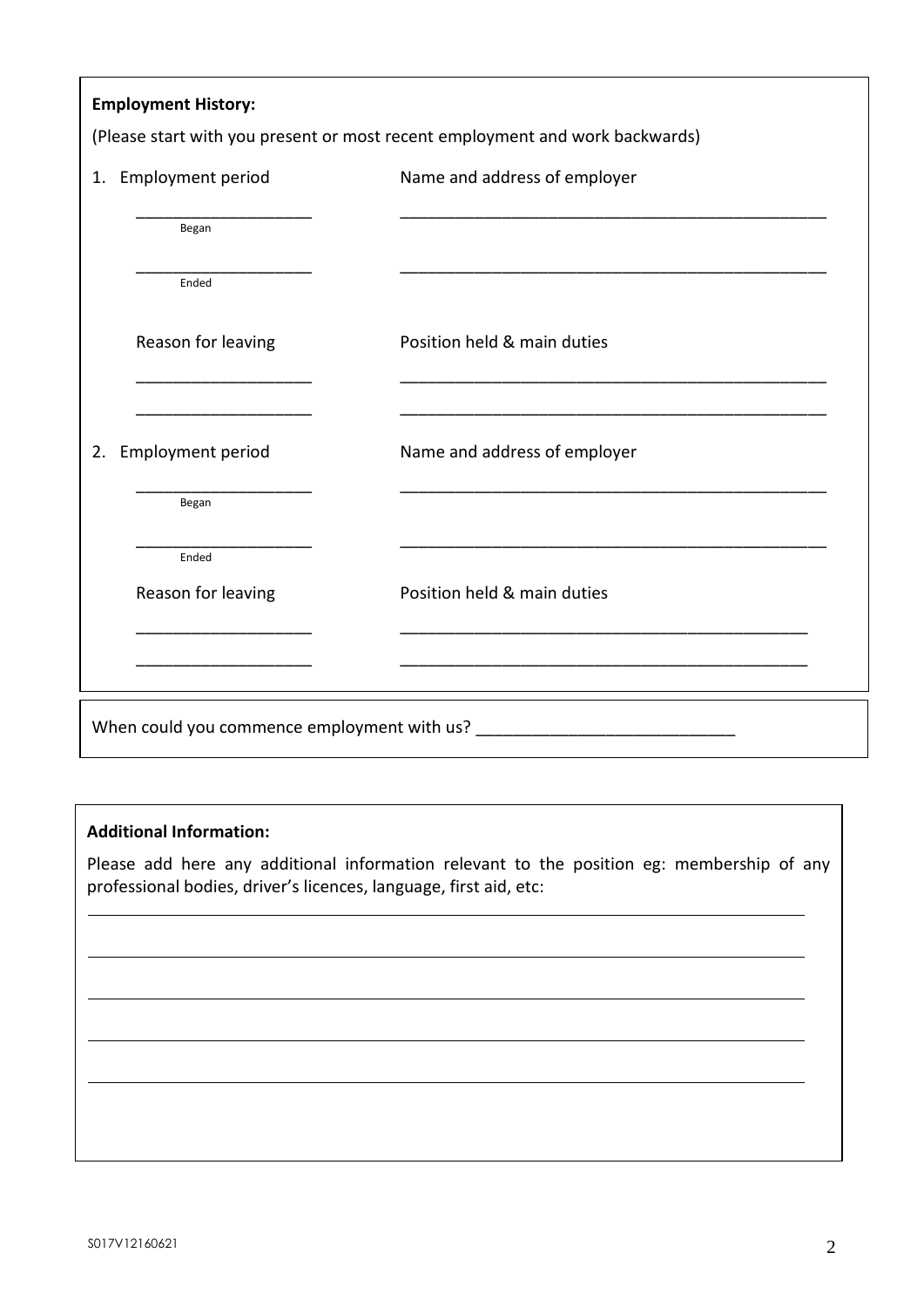**Employment History:**

(Please start with you present or most recent employment and work backwards)

1. Employment period

   \_\_\_\_\_\_\_\_\_\_\_\_\_\_\_\_\_\_\_
   Began

   \_\_\_\_\_\_\_\_\_\_\_\_\_\_\_\_\_\_\_
   Ended

   Name and address of employer

   \_\_\_\_\_\_\_\_\_\_\_\_\_\_\_\_\_\_\_\_\_\_\_\_\_\_\_\_\_\_\_\_\_\_\_\_\_\_\_\_\_\_\_\_\_\_\_

   \_\_\_\_\_\_\_\_\_\_\_\_\_\_\_\_\_\_\_\_\_\_\_\_\_\_\_\_\_\_\_\_\_\_\_\_\_\_\_\_\_\_\_\_\_\_\_

   Reason for leaving

   \_\_\_\_\_\_\_\_\_\_\_\_\_\_\_\_\_\_\_

   \_\_\_\_\_\_\_\_\_\_\_\_\_\_\_\_\_\_\_

   Position held & main duties

   \_\_\_\_\_\_\_\_\_\_\_\_\_\_\_\_\_\_\_\_\_\_\_\_\_\_\_\_\_\_\_\_\_\_\_\_\_\_\_\_\_\_\_\_\_\_\_

   \_\_\_\_\_\_\_\_\_\_\_\_\_\_\_\_\_\_\_\_\_\_\_\_\_\_\_\_\_\_\_\_\_\_\_\_\_\_\_\_\_\_\_\_\_\_\_

2. Employment period

   \_\_\_\_\_\_\_\_\_\_\_\_\_\_\_\_\_\_\_
   Began

   \_\_\_\_\_\_\_\_\_\_\_\_\_\_\_\_\_\_\_
   Ended

   Name and address of employer

   \_\_\_\_\_\_\_\_\_\_\_\_\_\_\_\_\_\_\_\_\_\_\_\_\_\_\_\_\_\_\_\_\_\_\_\_\_\_\_\_\_\_\_\_\_\_\_

   \_\_\_\_\_\_\_\_\_\_\_\_\_\_\_\_\_\_\_\_\_\_\_\_\_\_\_\_\_\_\_\_\_\_\_\_\_\_\_\_\_\_\_\_\_\_\_

   Reason for leaving

   \_\_\_\_\_\_\_\_\_\_\_\_\_\_\_\_\_\_\_

   \_\_\_\_\_\_\_\_\_\_\_\_\_\_\_\_\_\_\_

   Position held & main duties

   \_\_\_\_\_\_\_\_\_\_\_\_\_\_\_\_\_\_\_\_\_\_\_\_\_\_\_\_\_\_\_\_\_\_\_\_\_\_\_\_\_\_\_\_\_

   \_\_\_\_\_\_\_\_\_\_\_\_\_\_\_\_\_\_\_\_\_\_\_\_\_\_\_\_\_\_\_\_\_\_\_\_\_\_\_\_\_\_\_\_\_

When could you commence employment with us? \_\_\_\_\_\_\_\_\_\_\_\_\_\_\_\_\_\_\_\_\_\_\_\_\_\_\_\_

**Additional Information:**

Please add here any additional information relevant to the position eg: membership of any professional bodies, driver's licences, language, first aid, etc:

\_\_\_\_\_\_\_\_\_\_\_\_\_\_\_\_\_\_\_\_\_\_\_\_\_\_\_\_\_\_\_\_\_\_\_\_\_\_\_\_\_\_\_\_\_\_\_\_\_\_\_\_\_\_\_\_\_\_\_\_\_\_\_\_\_\_\_\_\_\_\_\_\_\_\_\_

\_\_\_\_\_\_\_\_\_\_\_\_\_\_\_\_\_\_\_\_\_\_\_\_\_\_\_\_\_\_\_\_\_\_\_\_\_\_\_\_\_\_\_\_\_\_\_\_\_\_\_\_\_\_\_\_\_\_\_\_\_\_\_\_\_\_\_\_\_\_\_\_\_\_\_\_

\_\_\_\_\_\_\_\_\_\_\_\_\_\_\_\_\_\_\_\_\_\_\_\_\_\_\_\_\_\_\_\_\_\_\_\_\_\_\_\_\_\_\_\_\_\_\_\_\_\_\_\_\_\_\_\_\_\_\_\_\_\_\_\_\_\_\_\_\_\_\_\_\_\_\_\_

\_\_\_\_\_\_\_\_\_\_\_\_\_\_\_\_\_\_\_\_\_\_\_\_\_\_\_\_\_\_\_\_\_\_\_\_\_\_\_\_\_\_\_\_\_\_\_\_\_\_\_\_\_\_\_\_\_\_\_\_\_\_\_\_\_\_\_\_\_\_\_\_\_\_\_\_

\_\_\_\_\_\_\_\_\_\_\_\_\_\_\_\_\_\_\_\_\_\_\_\_\_\_\_\_\_\_\_\_\_\_\_\_\_\_\_\_\_\_\_\_\_\_\_\_\_\_\_\_\_\_\_\_\_\_\_\_\_\_\_\_\_\_\_\_\_\_\_\_\_\_\_\_

S017V12160621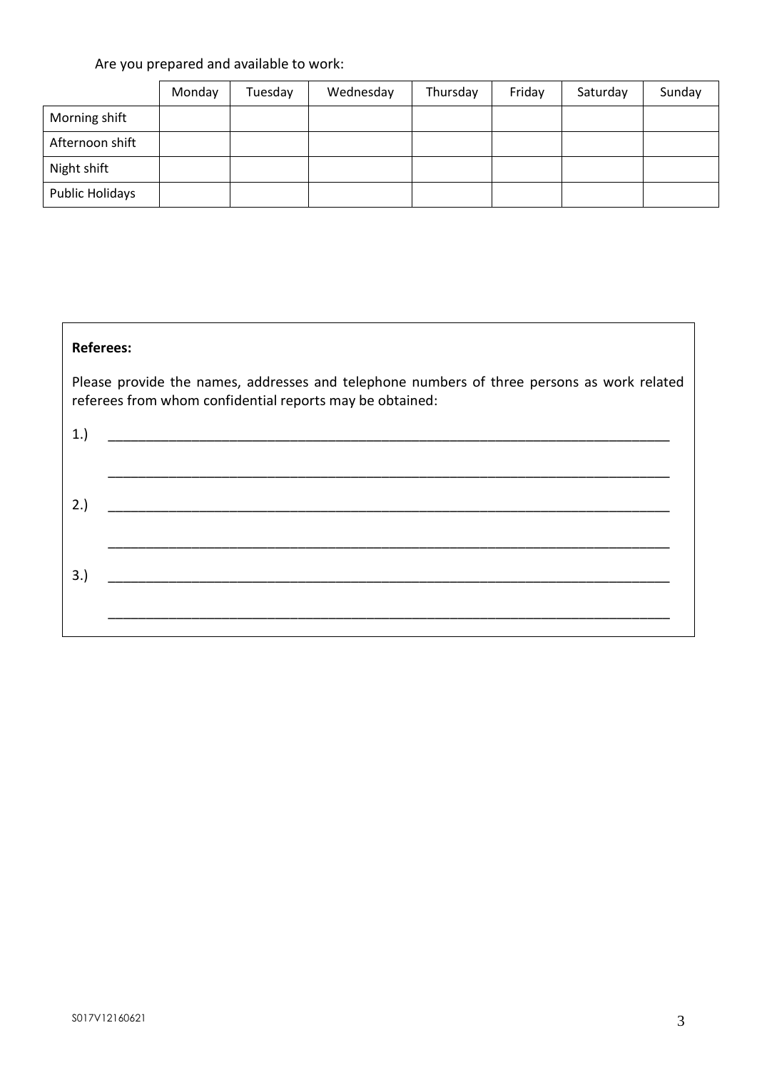Are you prepared and available to work:

| | Monday | Tuesday | Wednesday | Thursday | Friday | Saturday | Sunday |
|---|---|---|---|---|---|---|---|
| Morning shift | | | | | | | |
| Afternoon shift | | | | | | | |
| Night shift | | | | | | | |
| Public Holidays | | | | | | | |

**Referees:**

Please provide the names, addresses and telephone numbers of three persons as work related referees from whom confidential reports may be obtained:

1.) ____________________________________________________________________________

____________________________________________________________________________

2.) ____________________________________________________________________________

____________________________________________________________________________

3.) ____________________________________________________________________________

____________________________________________________________________________

S017V12160621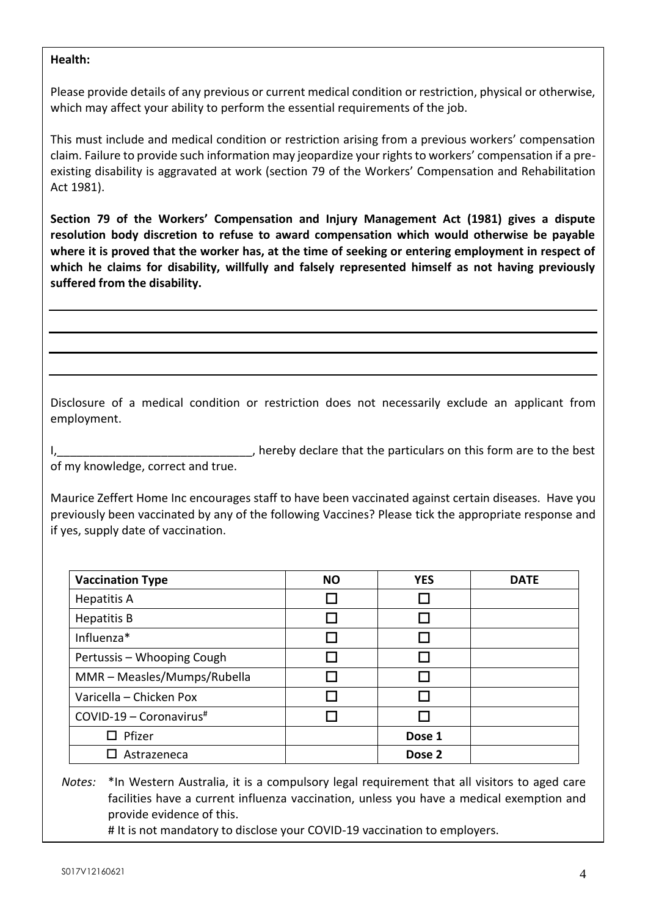**Health:**

Please provide details of any previous or current medical condition or restriction, physical or otherwise, which may affect your ability to perform the essential requirements of the job.

This must include and medical condition or restriction arising from a previous workers' compensation claim. Failure to provide such information may jeopardize your rights to workers' compensation if a pre-existing disability is aggravated at work (section 79 of the Workers' Compensation and Rehabilitation Act 1981).

**Section 79 of the Workers' Compensation and Injury Management Act (1981) gives a dispute resolution body discretion to refuse to award compensation which would otherwise be payable where it is proved that the worker has, at the time of seeking or entering employment in respect of which he claims for disability, willfully and falsely represented himself as not having previously suffered from the disability.**

______________________________________________________________________

______________________________________________________________________

______________________________________________________________________

______________________________________________________________________

Disclosure of a medical condition or restriction does not necessarily exclude an applicant from employment.

I,______________________________, hereby declare that the particulars on this form are to the best of my knowledge, correct and true.

Maurice Zeffert Home Inc encourages staff to have been vaccinated against certain diseases. Have you previously been vaccinated by any of the following Vaccines? Please tick the appropriate response and if yes, supply date of vaccination.

| **Vaccination Type** | **NO** | **YES** | **DATE** |
|---|---|---|---|
| Hepatitis A | ☐ | ☐ | |
| Hepatitis B | ☐ | ☐ | |
| Influenza* | ☐ | ☐ | |
| Pertussis – Whooping Cough | ☐ | ☐ | |
| MMR – Measles/Mumps/Rubella | ☐ | ☐ | |
| Varicella – Chicken Pox | ☐ | ☐ | |
| COVID-19 – Coronavirus# | ☐ | ☐ | |
| ☐ Pfizer | | **Dose 1** | |
| ☐ Astrazeneca | | **Dose 2** | |

*Notes:* *In Western Australia, it is a compulsory legal requirement that all visitors to aged care facilities have a current influenza vaccination, unless you have a medical exemption and provide evidence of this.

# It is not mandatory to disclose your COVID-19 vaccination to employers.

S017V12160621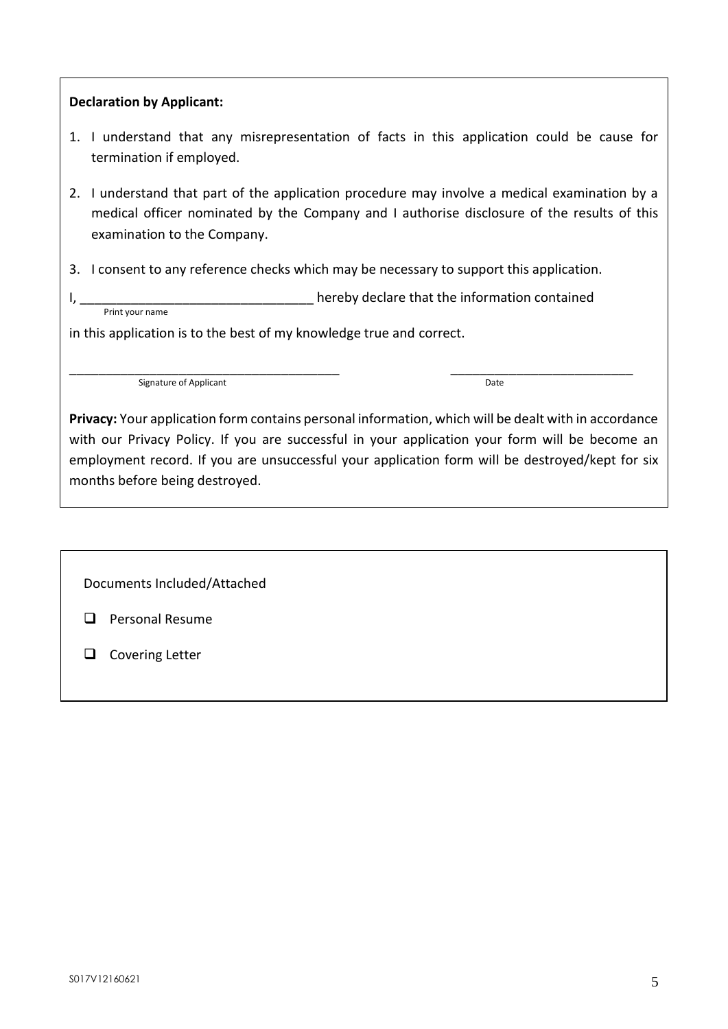**Declaration by Applicant:**

1. I understand that any misrepresentation of facts in this application could be cause for termination if employed.
2. I understand that part of the application procedure may involve a medical examination by a medical officer nominated by the Company and I authorise disclosure of the results of this examination to the Company.
3. I consent to any reference checks which may be necessary to support this application.

I, ________________________________ hereby declare that the information contained
Print your name

in this application is to the best of my knowledge true and correct.

_______________________________________ ___________________________
Signature of Applicant Date

**Privacy:** Your application form contains personal information, which will be dealt with in accordance with our Privacy Policy. If you are successful in your application your form will be become an employment record. If you are unsuccessful your application form will be destroyed/kept for six months before being destroyed.

Documents Included/Attached

- ❑ Personal Resume
- ❑ Covering Letter

S017V12160621